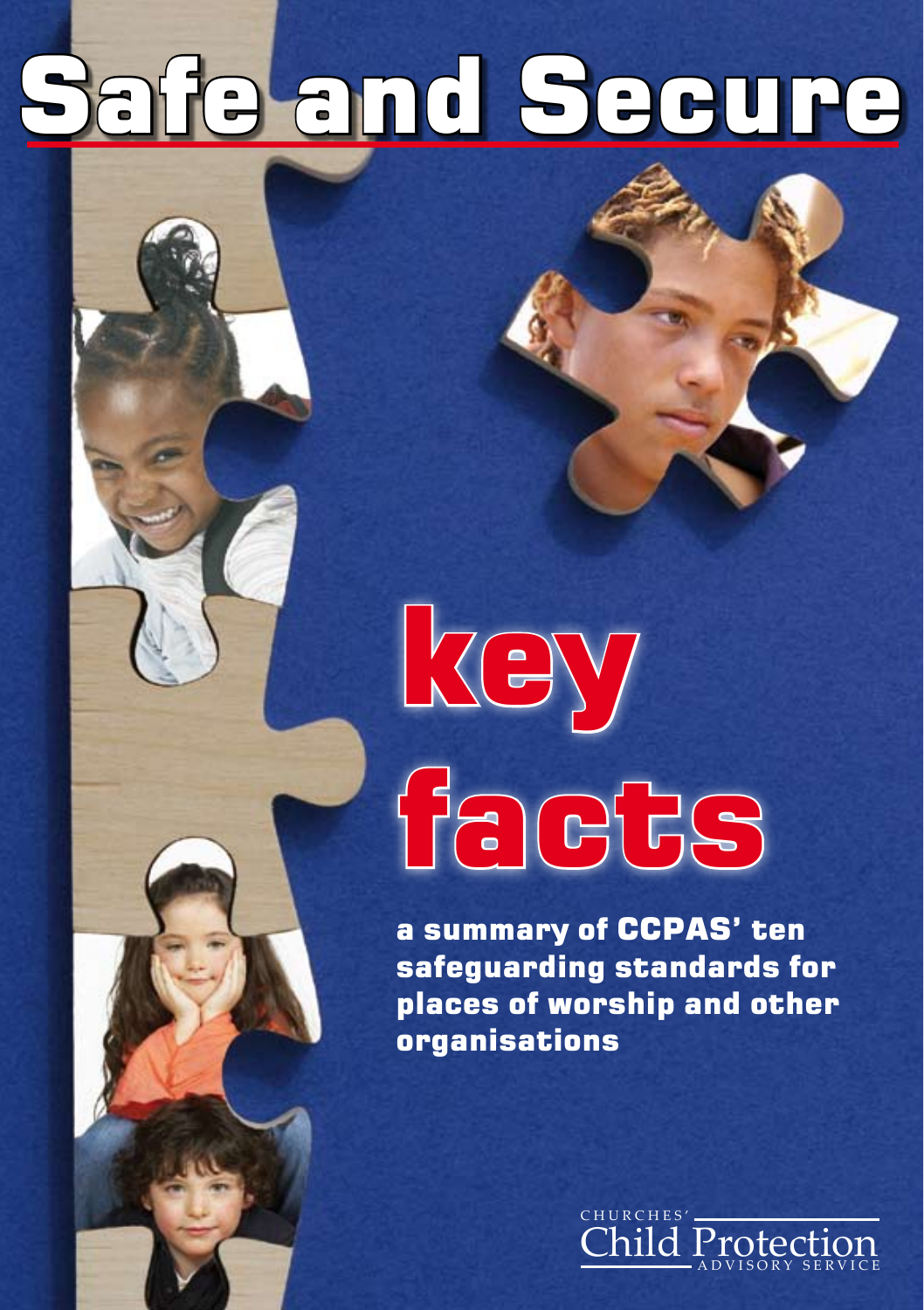# Safe and Secure

# key facts

**a summary of CCPAS' ten safeguarding standards for places of worship and other organisations**

CHURCHES' Child Protection ADVISORY SERVICE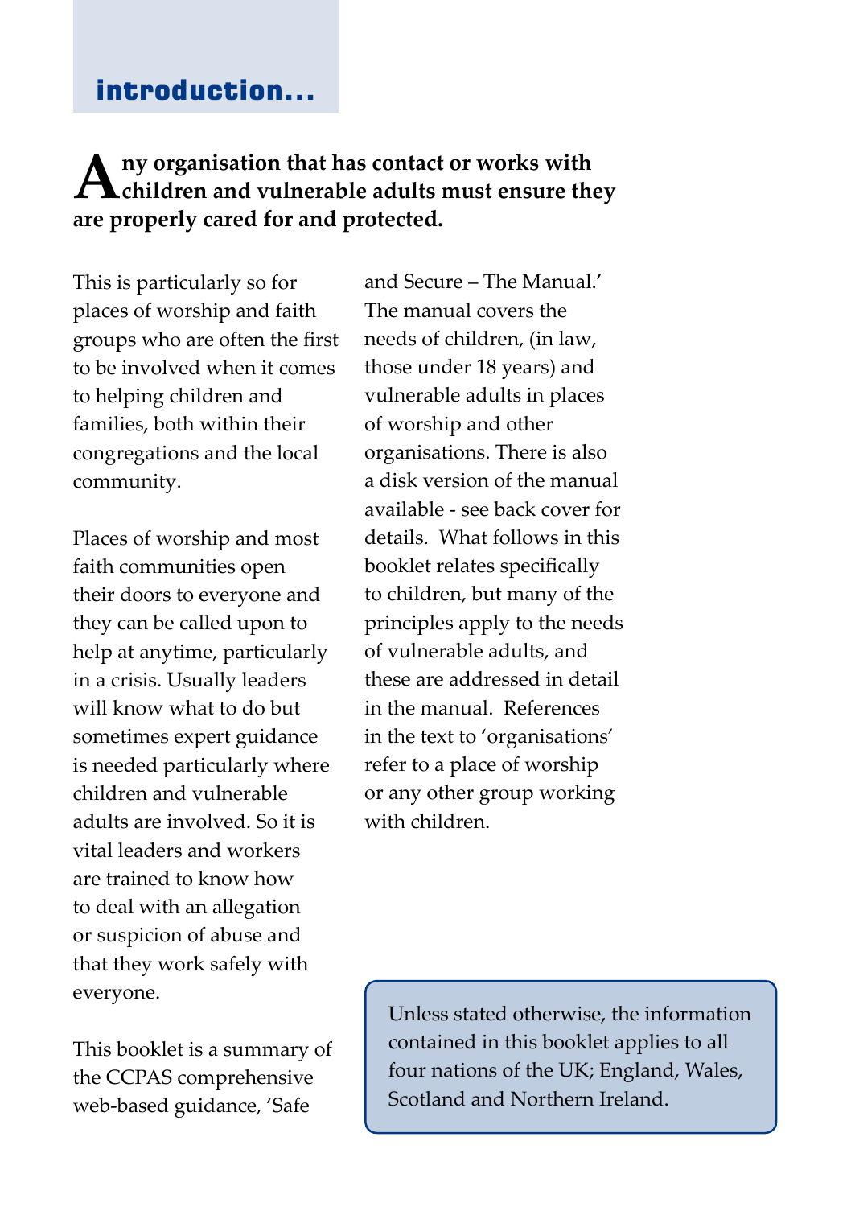# introduction...

**Any organisation that has contact or works with children and vulnerable adults must ensure they are properly cared for and protected.**

This is particularly so for places of worship and faith groups who are often the first to be involved when it comes to helping children and families, both within their congregations and the local community.

Places of worship and most faith communities open their doors to everyone and they can be called upon to help at anytime, particularly in a crisis. Usually leaders will know what to do but sometimes expert guidance is needed particularly where children and vulnerable adults are involved. So it is vital leaders and workers are trained to know how to deal with an allegation or suspicion of abuse and that they work safely with everyone.

This booklet is a summary of the CCPAS comprehensive web-based guidance, 'Safe and Secure – The Manual.' The manual covers the needs of children, (in law, those under 18 years) and vulnerable adults in places of worship and other organisations. There is also a disk version of the manual available - see back cover for details. What follows in this booklet relates specifically to children, but many of the principles apply to the needs of vulnerable adults, and these are addressed in detail in the manual. References in the text to 'organisations' refer to a place of worship or any other group working with children.

Unless stated otherwise, the information contained in this booklet applies to all four nations of the UK; England, Wales, Scotland and Northern Ireland.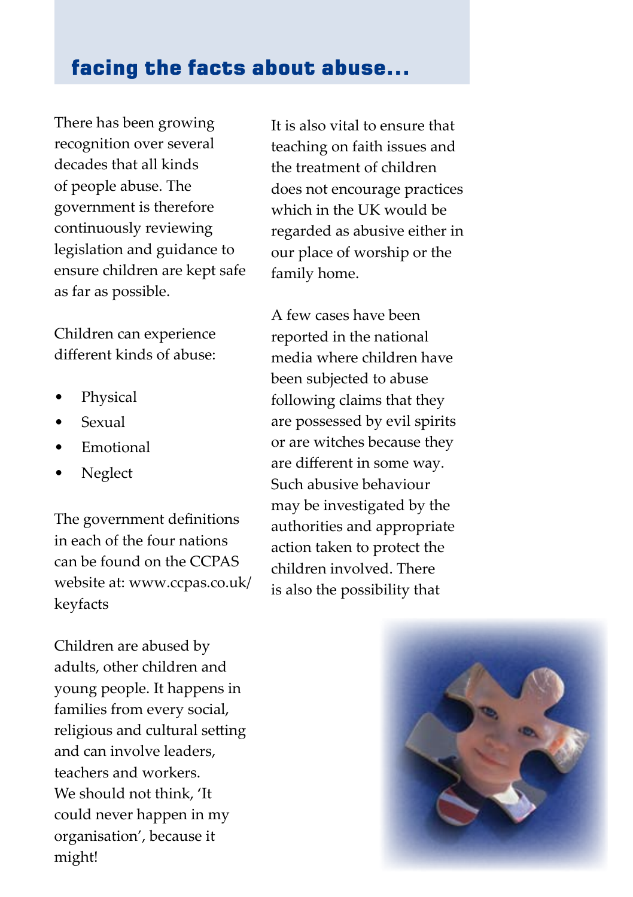## facing the facts about abuse...

There has been growing recognition over several decades that all kinds of people abuse. The government is therefore continuously reviewing legislation and guidance to ensure children are kept safe as far as possible.

Children can experience different kinds of abuse:

- Physical
- Sexual
- Emotional
- Neglect

The government definitions in each of the four nations can be found on the CCPAS website at: www.ccpas.co.uk/keyfacts

Children are abused by adults, other children and young people. It happens in families from every social, religious and cultural setting and can involve leaders, teachers and workers. We should not think, 'It could never happen in my organisation', because it might!

It is also vital to ensure that teaching on faith issues and the treatment of children does not encourage practices which in the UK would be regarded as abusive either in our place of worship or the family home.

A few cases have been reported in the national media where children have been subjected to abuse following claims that they are possessed by evil spirits or are witches because they are different in some way. Such abusive behaviour may be investigated by the authorities and appropriate action taken to protect the children involved. There is also the possibility that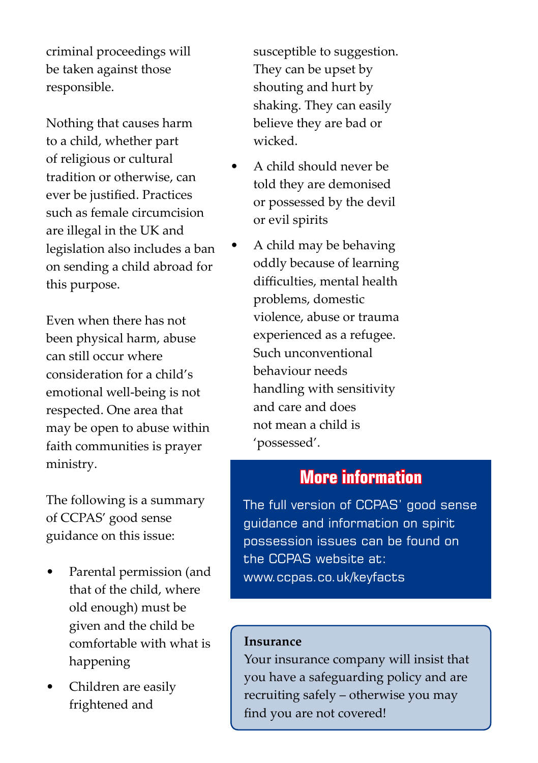criminal proceedings will be taken against those responsible.

Nothing that causes harm to a child, whether part of religious or cultural tradition or otherwise, can ever be justified. Practices such as female circumcision are illegal in the UK and legislation also includes a ban on sending a child abroad for this purpose.

Even when there has not been physical harm, abuse can still occur where consideration for a child's emotional well-being is not respected. One area that may be open to abuse within faith communities is prayer ministry.

The following is a summary of CCPAS' good sense guidance on this issue:

- Parental permission (and that of the child, where old enough) must be given and the child be comfortable with what is happening
- Children are easily frightened and susceptible to suggestion. They can be upset by shouting and hurt by shaking. They can easily believe they are bad or wicked.
- A child should never be told they are demonised or possessed by the devil or evil spirits
- A child may be behaving oddly because of learning difficulties, mental health problems, domestic violence, abuse or trauma experienced as a refugee. Such unconventional behaviour needs handling with sensitivity and care and does not mean a child is 'possessed'.

## More information

The full version of CCPAS' good sense guidance and information on spirit possession issues can be found on the CCPAS website at: www.ccpas.co.uk/keyfacts

**Insurance**
Your insurance company will insist that you have a safeguarding policy and are recruiting safely – otherwise you may find you are not covered!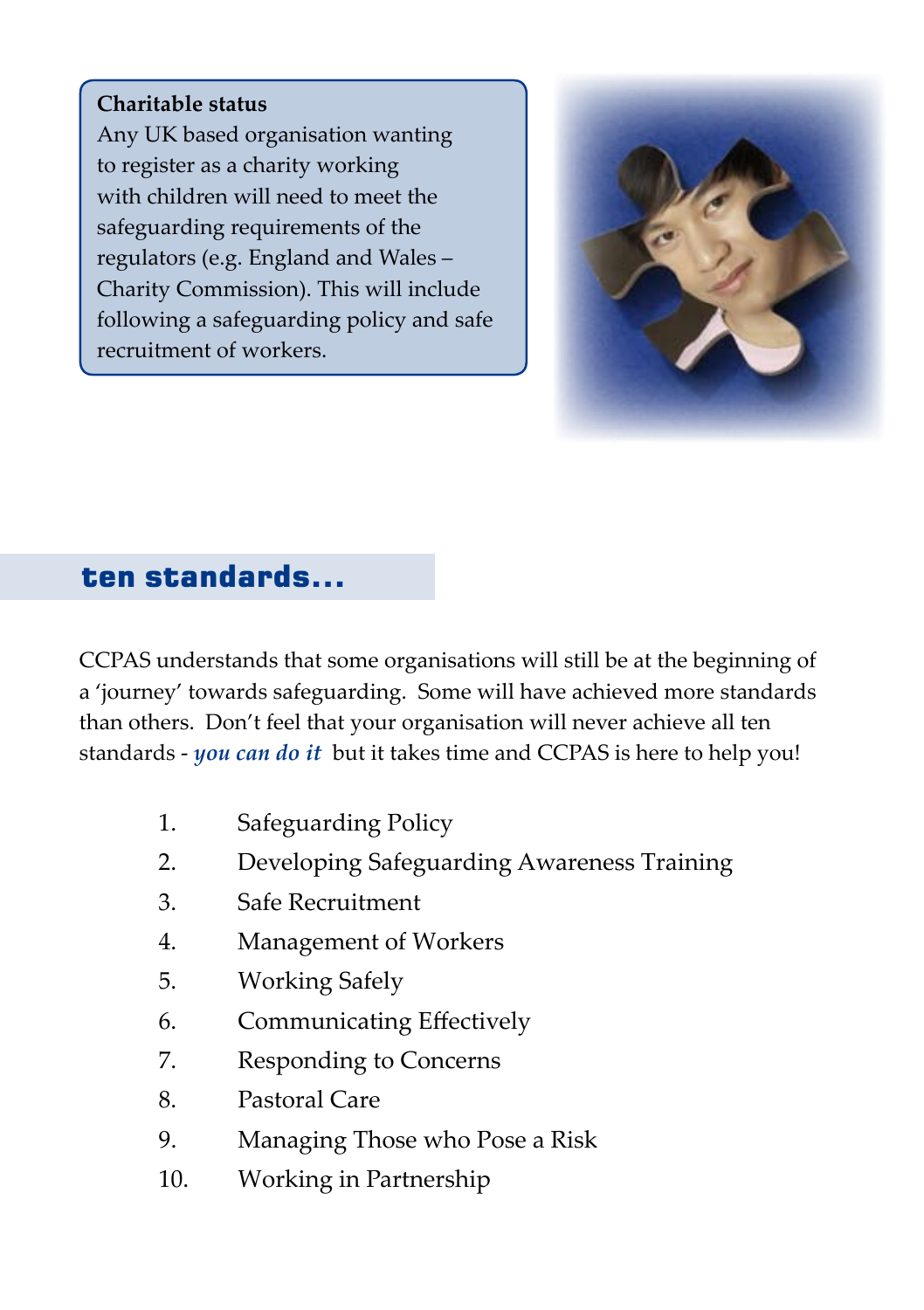**Charitable status**

Any UK based organisation wanting to register as a charity working with children will need to meet the safeguarding requirements of the regulators (e.g. England and Wales – Charity Commission). This will include following a safeguarding policy and safe recruitment of workers.

## ten standards...

CCPAS understands that some organisations will still be at the beginning of a 'journey' towards safeguarding. Some will have achieved more standards than others. Don't feel that your organisation will never achieve all ten standards - ***you can do it*** but it takes time and CCPAS is here to help you!

1. Safeguarding Policy
2. Developing Safeguarding Awareness Training
3. Safe Recruitment
4. Management of Workers
5. Working Safely
6. Communicating Effectively
7. Responding to Concerns
8. Pastoral Care
9. Managing Those who Pose a Risk
10. Working in Partnership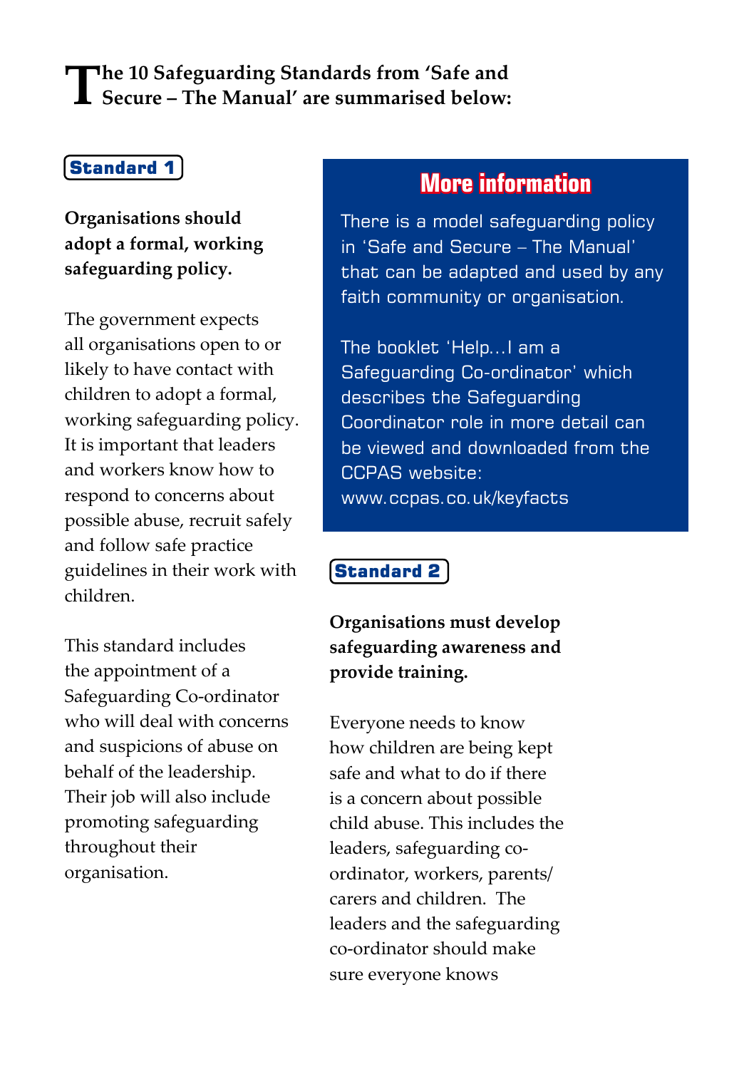# The 10 Safeguarding Standards from 'Safe and Secure – The Manual' are summarised below:

## Standard 1

**Organisations should adopt a formal, working safeguarding policy.**

The government expects all organisations open to or likely to have contact with children to adopt a formal, working safeguarding policy. It is important that leaders and workers know how to respond to concerns about possible abuse, recruit safely and follow safe practice guidelines in their work with children.

This standard includes the appointment of a Safeguarding Co-ordinator who will deal with concerns and suspicions of abuse on behalf of the leadership. Their job will also include promoting safeguarding throughout their organisation.

### More information

There is a model safeguarding policy in 'Safe and Secure – The Manual' that can be adapted and used by any faith community or organisation.

The booklet 'Help...I am a Safeguarding Co-ordinator' which describes the Safeguarding Coordinator role in more detail can be viewed and downloaded from the CCPAS website: www.ccpas.co.uk/keyfacts

## Standard 2

**Organisations must develop safeguarding awareness and provide training.**

Everyone needs to know how children are being kept safe and what to do if there is a concern about possible child abuse. This includes the leaders, safeguarding co-ordinator, workers, parents/ carers and children. The leaders and the safeguarding co-ordinator should make sure everyone knows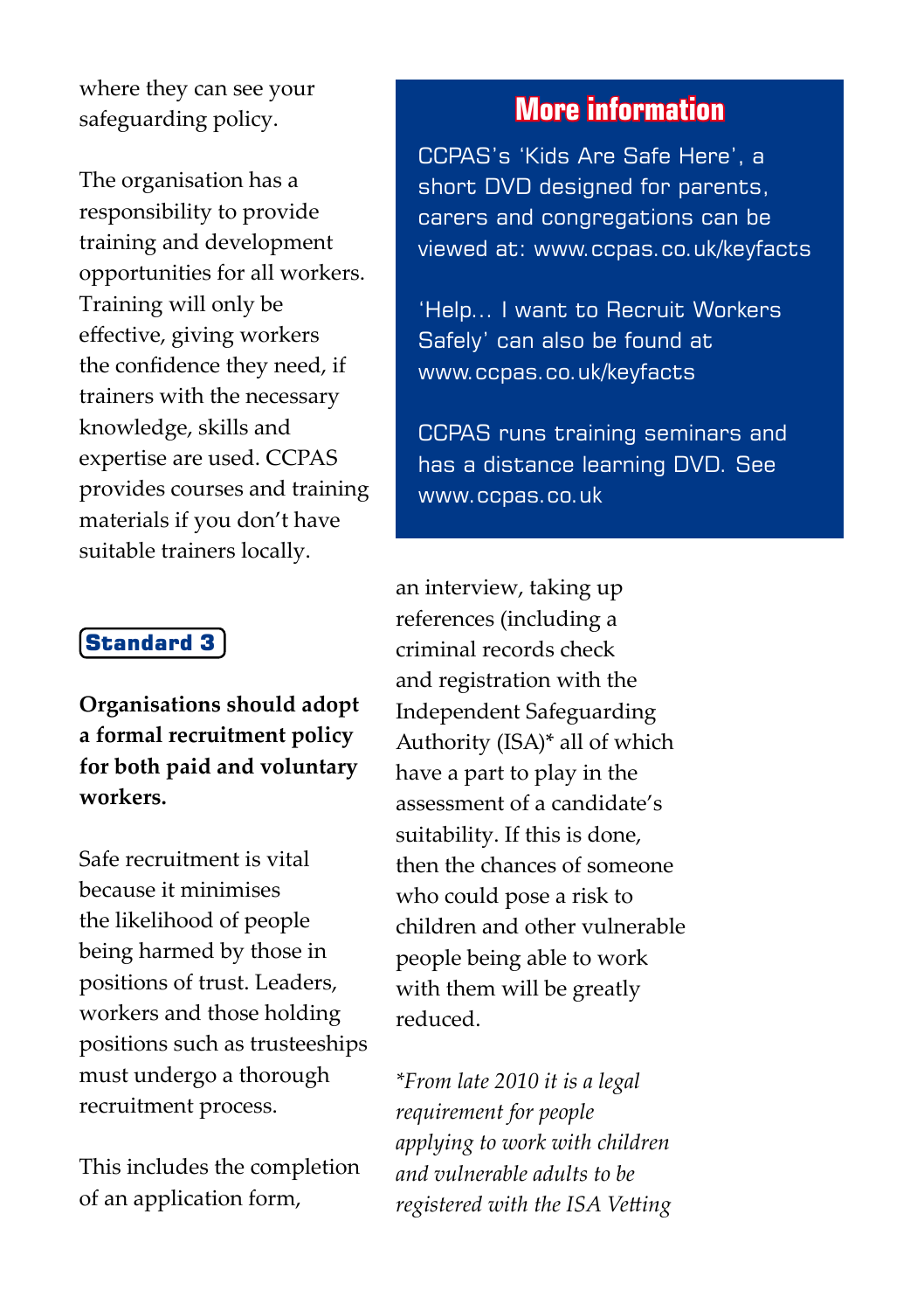where they can see your safeguarding policy.

The organisation has a responsibility to provide training and development opportunities for all workers. Training will only be effective, giving workers the confidence they need, if trainers with the necessary knowledge, skills and expertise are used. CCPAS provides courses and training materials if you don't have suitable trainers locally.

## More information

CCPAS's 'Kids Are Safe Here', a short DVD designed for parents, carers and congregations can be viewed at: www.ccpas.co.uk/keyfacts

'Help... I want to Recruit Workers Safely' can also be found at www.ccpas.co.uk/keyfacts

CCPAS runs training seminars and has a distance learning DVD. See www.ccpas.co.uk

## Standard 3

**Organisations should adopt a formal recruitment policy for both paid and voluntary workers.**

Safe recruitment is vital because it minimises the likelihood of people being harmed by those in positions of trust. Leaders, workers and those holding positions such as trusteeships must undergo a thorough recruitment process.

This includes the completion of an application form, an interview, taking up references (including a criminal records check and registration with the Independent Safeguarding Authority (ISA)* all of which have a part to play in the assessment of a candidate's suitability. If this is done, then the chances of someone who could pose a risk to children and other vulnerable people being able to work with them will be greatly reduced.

*\*From late 2010 it is a legal requirement for people applying to work with children and vulnerable adults to be registered with the ISA Vetting*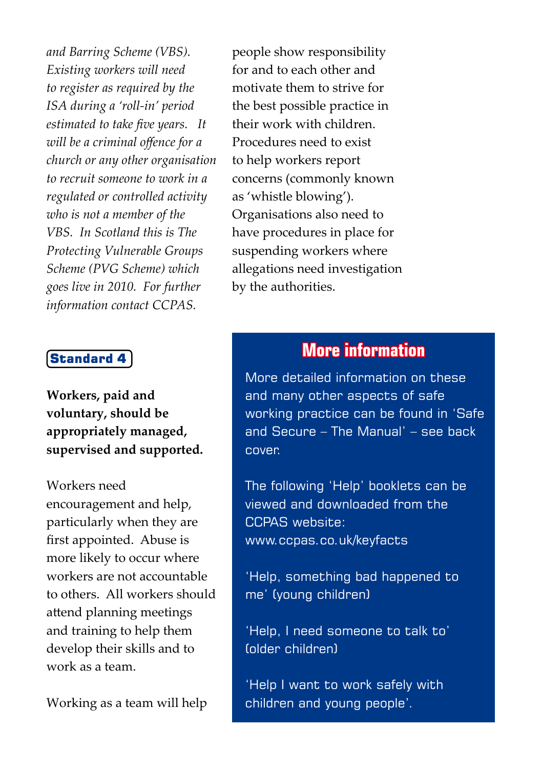*and Barring Scheme (VBS). Existing workers will need to register as required by the ISA during a 'roll-in' period estimated to take five years. It will be a criminal offence for a church or any other organisation to recruit someone to work in a regulated or controlled activity who is not a member of the VBS. In Scotland this is The Protecting Vulnerable Groups Scheme (PVG Scheme) which goes live in 2010. For further information contact CCPAS.*

## Standard 4

**Workers, paid and voluntary, should be appropriately managed, supervised and supported.**

Workers need encouragement and help, particularly when they are first appointed. Abuse is more likely to occur where workers are not accountable to others. All workers should attend planning meetings and training to help them develop their skills and to work as a team.

Working as a team will help people show responsibility for and to each other and motivate them to strive for the best possible practice in their work with children. Procedures need to exist to help workers report concerns (commonly known as 'whistle blowing'). Organisations also need to have procedures in place for suspending workers where allegations need investigation by the authorities.

## More information

More detailed information on these and many other aspects of safe working practice can be found in 'Safe and Secure – The Manual' – see back cover.

The following 'Help' booklets can be viewed and downloaded from the CCPAS website: www.ccpas.co.uk/keyfacts

'Help, something bad happened to me' (young children)

'Help, I need someone to talk to' (older children)

'Help I want to work safely with children and young people'.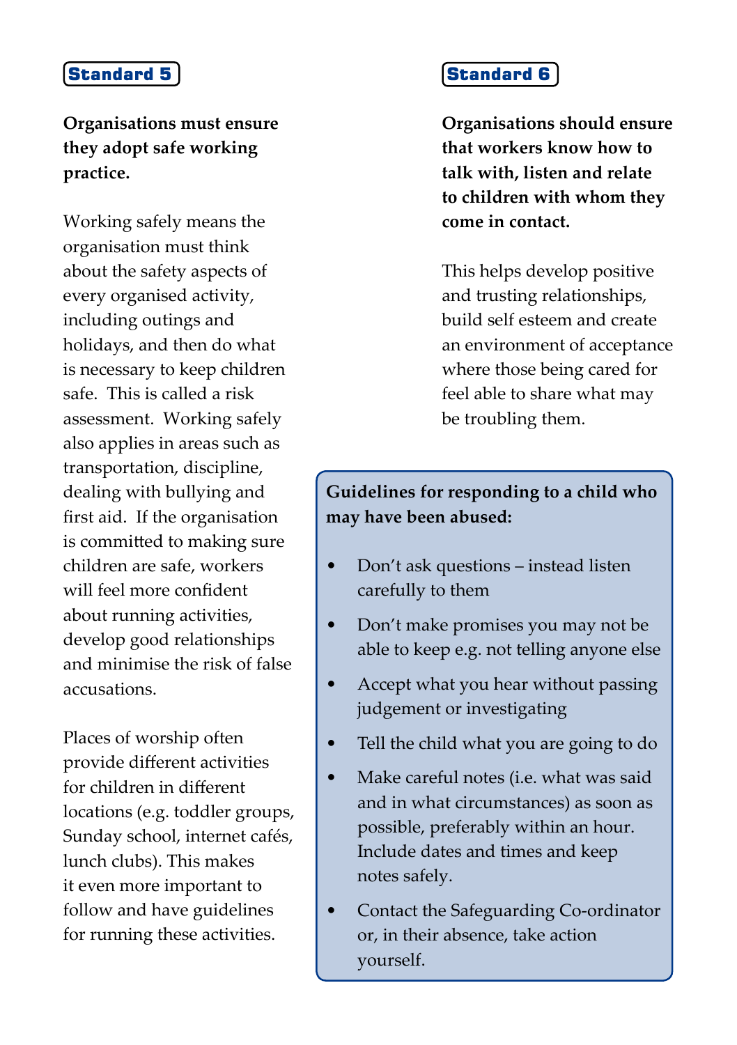## Standard 5

**Organisations must ensure they adopt safe working practice.**

Working safely means the organisation must think about the safety aspects of every organised activity, including outings and holidays, and then do what is necessary to keep children safe. This is called a risk assessment. Working safely also applies in areas such as transportation, discipline, dealing with bullying and first aid. If the organisation is committed to making sure children are safe, workers will feel more confident about running activities, develop good relationships and minimise the risk of false accusations.

Places of worship often provide different activities for children in different locations (e.g. toddler groups, Sunday school, internet cafés, lunch clubs). This makes it even more important to follow and have guidelines for running these activities.

## Standard 6

**Organisations should ensure that workers know how to talk with, listen and relate to children with whom they come in contact.**

This helps develop positive and trusting relationships, build self esteem and create an environment of acceptance where those being cared for feel able to share what may be troubling them.

**Guidelines for responding to a child who may have been abused:**

- Don't ask questions – instead listen carefully to them
- Don't make promises you may not be able to keep e.g. not telling anyone else
- Accept what you hear without passing judgement or investigating
- Tell the child what you are going to do
- Make careful notes (i.e. what was said and in what circumstances) as soon as possible, preferably within an hour. Include dates and times and keep notes safely.
- Contact the Safeguarding Co-ordinator or, in their absence, take action yourself.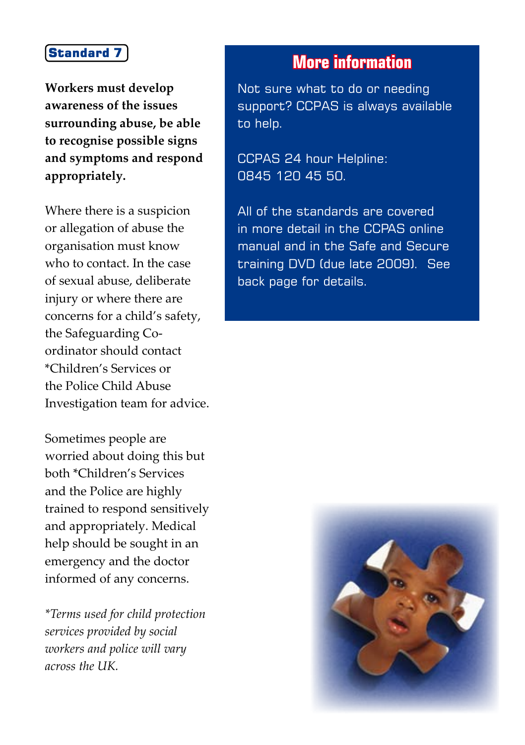## Standard 7

**Workers must develop awareness of the issues surrounding abuse, be able to recognise possible signs and symptoms and respond appropriately.**

Where there is a suspicion or allegation of abuse the organisation must know who to contact. In the case of sexual abuse, deliberate injury or where there are concerns for a child's safety, the Safeguarding Co-ordinator should contact *Children's Services or the Police Child Abuse Investigation team for advice.

Sometimes people are worried about doing this but both *Children's Services and the Police are highly trained to respond sensitively and appropriately. Medical help should be sought in an emergency and the doctor informed of any concerns.

*\*Terms used for child protection services provided by social workers and police will vary across the UK.*

## More information

Not sure what to do or needing support? CCPAS is always available to help.

CCPAS 24 hour Helpline:
0845 120 45 50.

All of the standards are covered in more detail in the CCPAS online manual and in the Safe and Secure training DVD (due late 2009). See back page for details.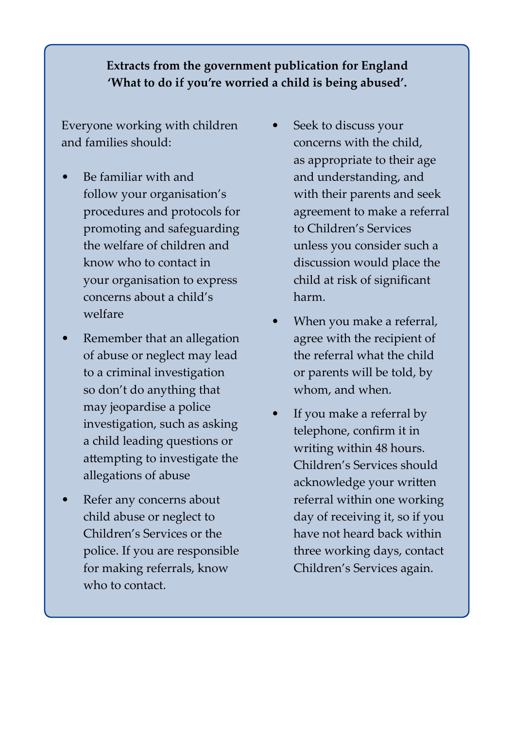**Extracts from the government publication for England 'What to do if you're worried a child is being abused'.**

Everyone working with children and families should:

- Be familiar with and follow your organisation's procedures and protocols for promoting and safeguarding the welfare of children and know who to contact in your organisation to express concerns about a child's welfare
- Remember that an allegation of abuse or neglect may lead to a criminal investigation so don't do anything that may jeopardise a police investigation, such as asking a child leading questions or attempting to investigate the allegations of abuse
- Refer any concerns about child abuse or neglect to Children's Services or the police. If you are responsible for making referrals, know who to contact.
- Seek to discuss your concerns with the child, as appropriate to their age and understanding, and with their parents and seek agreement to make a referral to Children's Services unless you consider such a discussion would place the child at risk of significant harm.
- When you make a referral, agree with the recipient of the referral what the child or parents will be told, by whom, and when.
- If you make a referral by telephone, confirm it in writing within 48 hours. Children's Services should acknowledge your written referral within one working day of receiving it, so if you have not heard back within three working days, contact Children's Services again.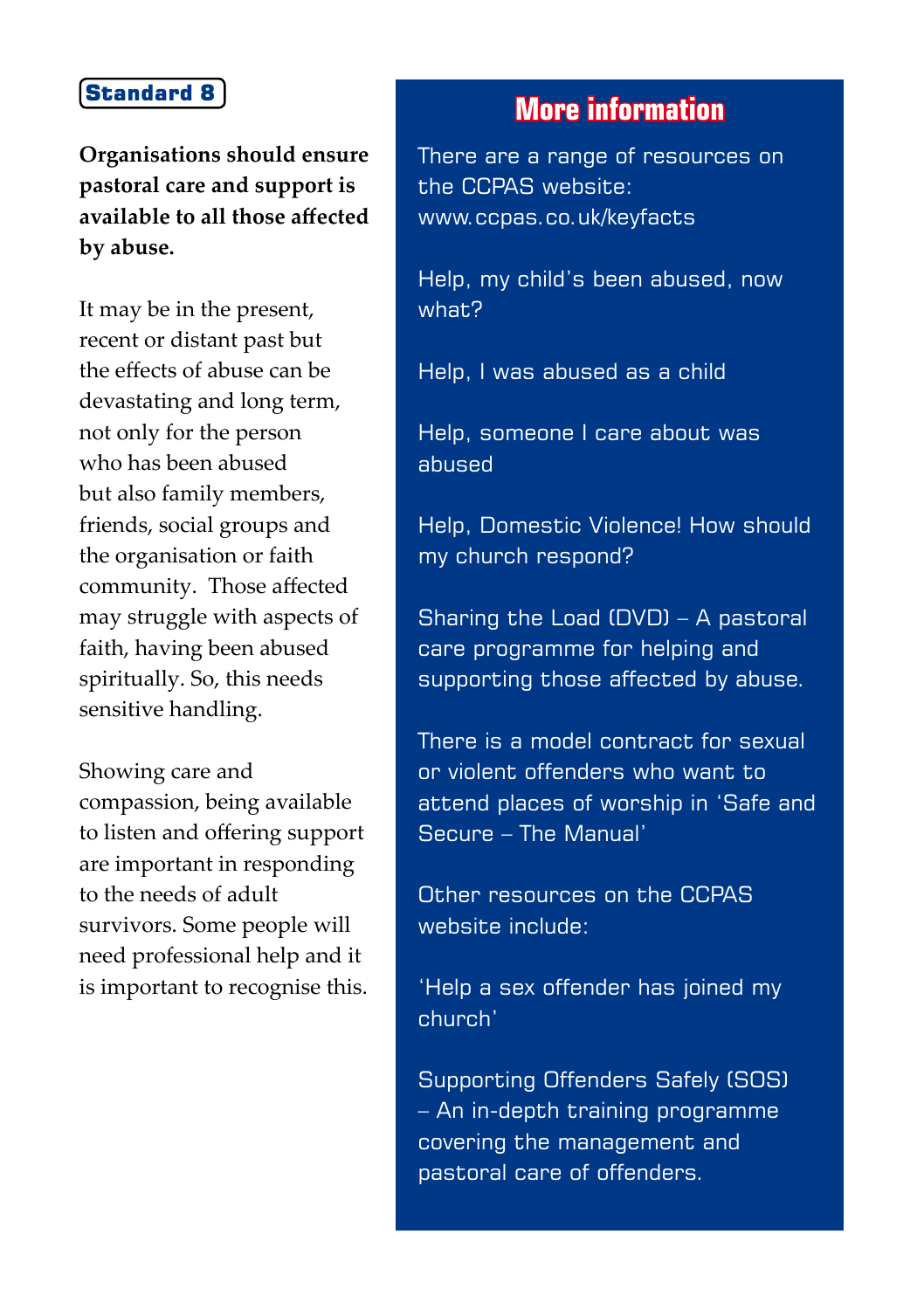## Standard 8

**Organisations should ensure pastoral care and support is available to all those affected by abuse.**

It may be in the present, recent or distant past but the effects of abuse can be devastating and long term, not only for the person who has been abused but also family members, friends, social groups and the organisation or faith community. Those affected may struggle with aspects of faith, having been abused spiritually. So, this needs sensitive handling.

Showing care and compassion, being available to listen and offering support are important in responding to the needs of adult survivors. Some people will need professional help and it is important to recognise this.

### More information

There are a range of resources on the CCPAS website: www.ccpas.co.uk/keyfacts

Help, my child's been abused, now what?

Help, I was abused as a child

Help, someone I care about was abused

Help, Domestic Violence! How should my church respond?

Sharing the Load (DVD) – A pastoral care programme for helping and supporting those affected by abuse.

There is a model contract for sexual or violent offenders who want to attend places of worship in 'Safe and Secure – The Manual'

Other resources on the CCPAS website include:

'Help a sex offender has joined my church'

Supporting Offenders Safely (SOS) – An in-depth training programme covering the management and pastoral care of offenders.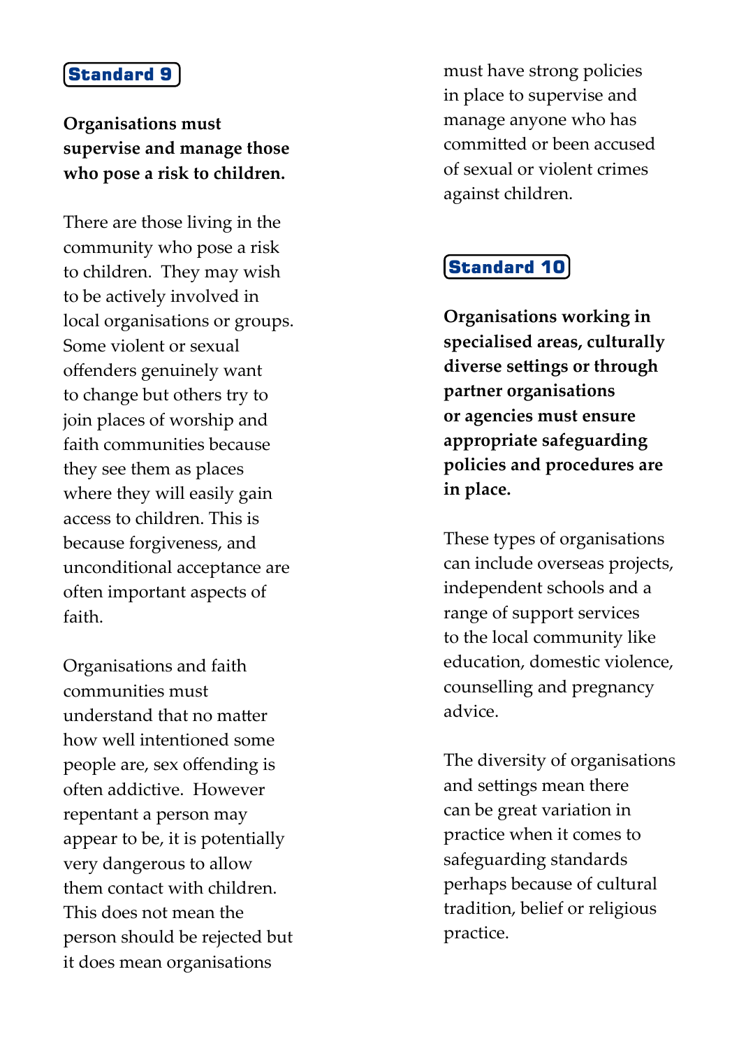## Standard 9

**Organisations must supervise and manage those who pose a risk to children.**

There are those living in the community who pose a risk to children. They may wish to be actively involved in local organisations or groups. Some violent or sexual offenders genuinely want to change but others try to join places of worship and faith communities because they see them as places where they will easily gain access to children. This is because forgiveness, and unconditional acceptance are often important aspects of faith.

Organisations and faith communities must understand that no matter how well intentioned some people are, sex offending is often addictive. However repentant a person may appear to be, it is potentially very dangerous to allow them contact with children. This does not mean the person should be rejected but it does mean organisations must have strong policies in place to supervise and manage anyone who has committed or been accused of sexual or violent crimes against children.

## Standard 10

**Organisations working in specialised areas, culturally diverse settings or through partner organisations or agencies must ensure appropriate safeguarding policies and procedures are in place.**

These types of organisations can include overseas projects, independent schools and a range of support services to the local community like education, domestic violence, counselling and pregnancy advice.

The diversity of organisations and settings mean there can be great variation in practice when it comes to safeguarding standards perhaps because of cultural tradition, belief or religious practice.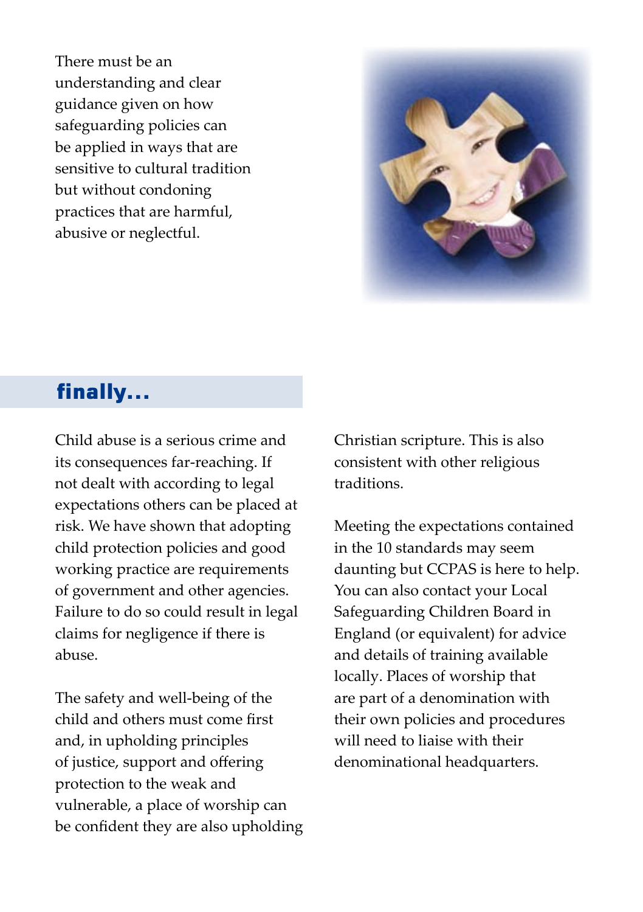There must be an understanding and clear guidance given on how safeguarding policies can be applied in ways that are sensitive to cultural tradition but without condoning practices that are harmful, abusive or neglectful.

## finally...

Child abuse is a serious crime and its consequences far-reaching. If not dealt with according to legal expectations others can be placed at risk. We have shown that adopting child protection policies and good working practice are requirements of government and other agencies. Failure to do so could result in legal claims for negligence if there is abuse.

The safety and well-being of the child and others must come first and, in upholding principles of justice, support and offering protection to the weak and vulnerable, a place of worship can be confident they are also upholding Christian scripture. This is also consistent with other religious traditions.

Meeting the expectations contained in the 10 standards may seem daunting but CCPAS is here to help. You can also contact your Local Safeguarding Children Board in England (or equivalent) for advice and details of training available locally. Places of worship that are part of a denomination with their own policies and procedures will need to liaise with their denominational headquarters.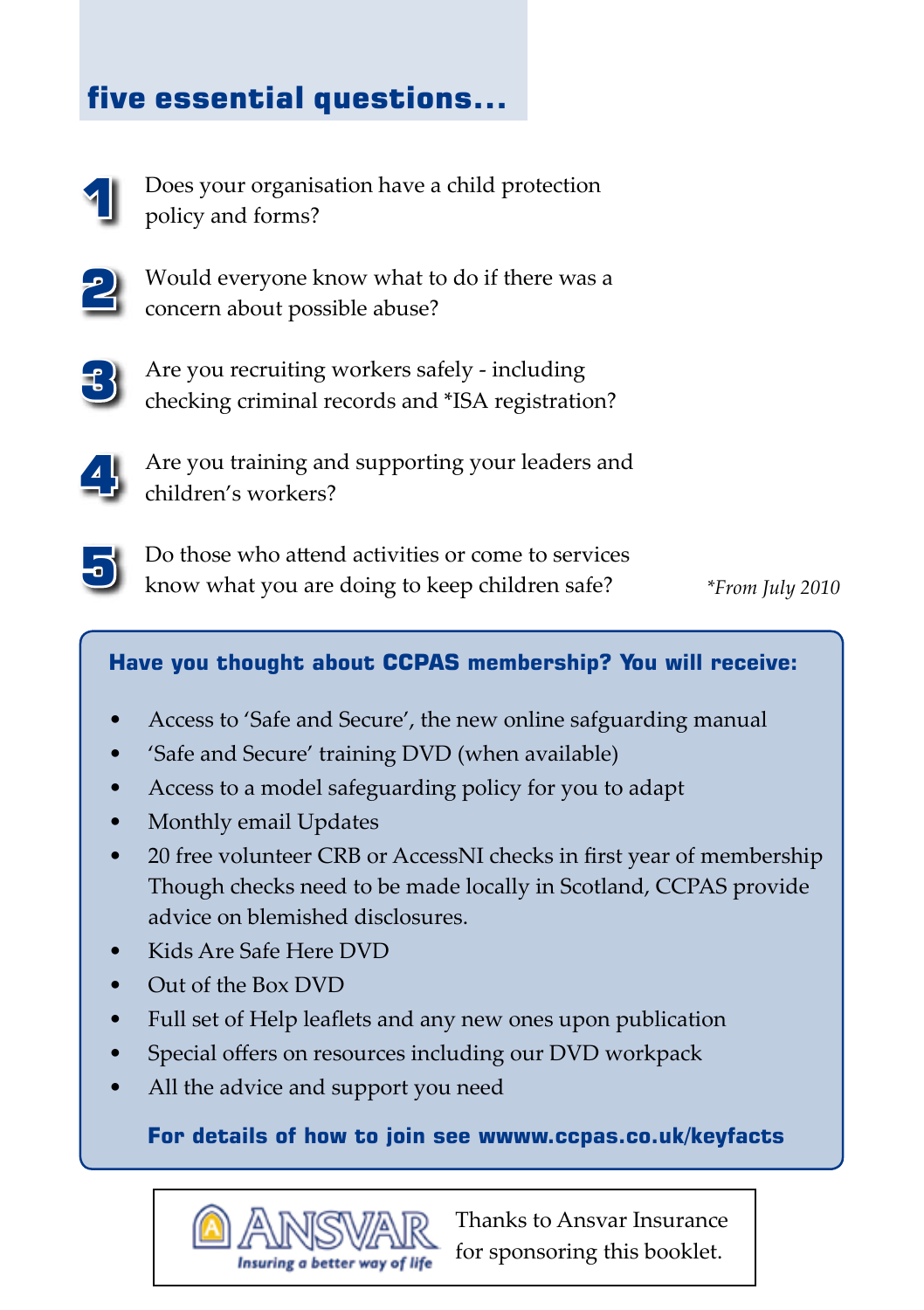## five essential questions...

1. Does your organisation have a child protection policy and forms?

2. Would everyone know what to do if there was a concern about possible abuse?

3. Are you recruiting workers safely - including checking criminal records and *ISA registration?

4. Are you training and supporting your leaders and children's workers?

5. Do those who attend activities or come to services know what you are doing to keep children safe?

*\*From July 2010*

**Have you thought about CCPAS membership? You will receive:**

- Access to 'Safe and Secure', the new online safguarding manual
- 'Safe and Secure' training DVD (when available)
- Access to a model safeguarding policy for you to adapt
- Monthly email Updates
- 20 free volunteer CRB or AccessNI checks in first year of membership Though checks need to be made locally in Scotland, CCPAS provide advice on blemished disclosures.
- Kids Are Safe Here DVD
- Out of the Box DVD
- Full set of Help leaflets and any new ones upon publication
- Special offers on resources including our DVD workpack
- All the advice and support you need

**For details of how to join see wwww.ccpas.co.uk/keyfacts**

ANSVAR Insuring a better way of life

Thanks to Ansvar Insurance for sponsoring this booklet.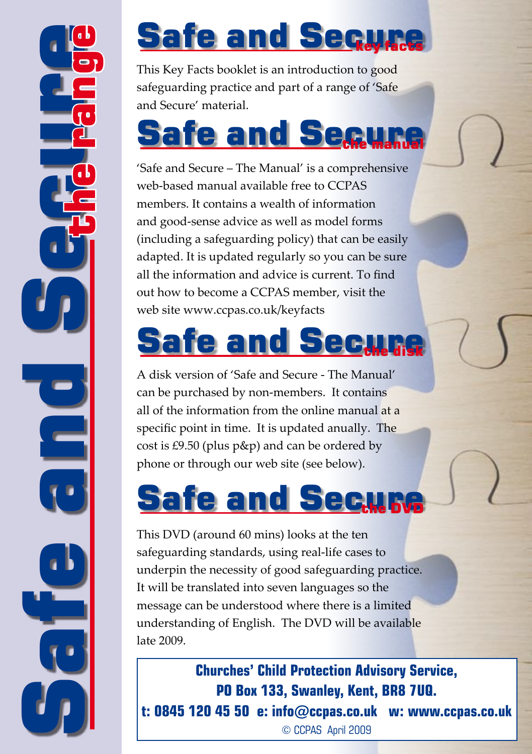Safe and Secure the range

## Safe and Secure key facts

This Key Facts booklet is an introduction to good safeguarding practice and part of a range of 'Safe and Secure' material.

## Safe and Secure the manual

'Safe and Secure – The Manual' is a comprehensive web-based manual available free to CCPAS members. It contains a wealth of information and good-sense advice as well as model forms (including a safeguarding policy) that can be easily adapted. It is updated regularly so you can be sure all the information and advice is current. To find out how to become a CCPAS member, visit the web site www.ccpas.co.uk/keyfacts

## Safe and Secure the disk

A disk version of 'Safe and Secure - The Manual' can be purchased by non-members. It contains all of the information from the online manual at a specific point in time. It is updated anually. The cost is £9.50 (plus p&p) and can be ordered by phone or through our web site (see below).

## Safe and Secure the DVD

This DVD (around 60 mins) looks at the ten safeguarding standards, using real-life cases to underpin the necessity of good safeguarding practice. It will be translated into seven languages so the message can be understood where there is a limited understanding of English. The DVD will be available late 2009.

**Churches' Child Protection Advisory Service,**
**PO Box 133, Swanley, Kent, BR8 7UQ.**
**t: 0845 120 45 50 e: info@ccpas.co.uk w: www.ccpas.co.uk**
© CCPAS April 2009